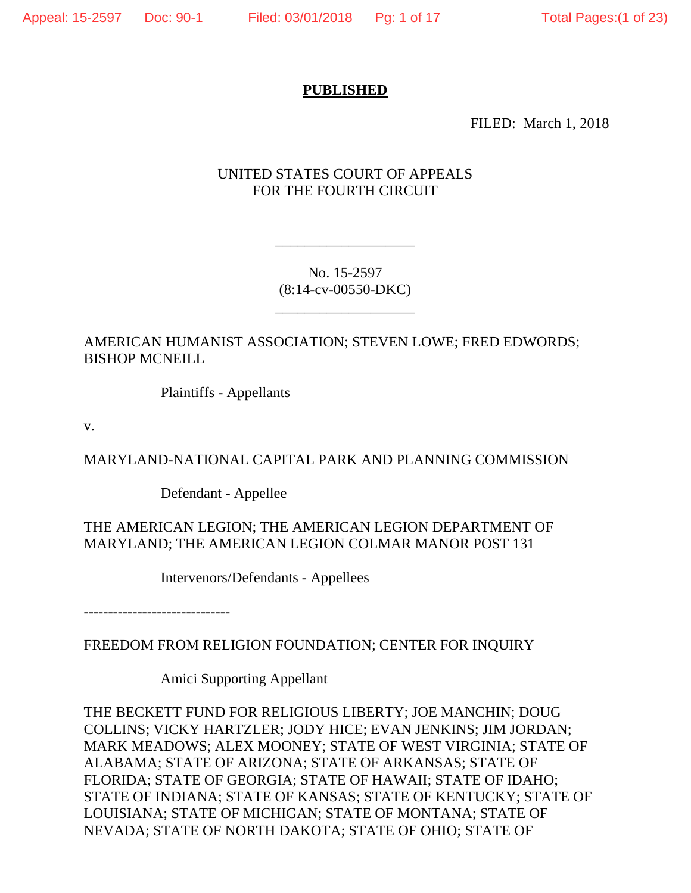**PUBLISHED**

FILED: March 1, 2018

UNITED STATES COURT OF APPEALS
FOR THE FOURTH CIRCUIT

---

No. 15-2597
(8:14-cv-00550-DKC)

---

AMERICAN HUMANIST ASSOCIATION; STEVEN LOWE; FRED EDWORDS; BISHOP MCNEILL

Plaintiffs - Appellants

v.

MARYLAND-NATIONAL CAPITAL PARK AND PLANNING COMMISSION

Defendant - Appellee

THE AMERICAN LEGION; THE AMERICAN LEGION DEPARTMENT OF MARYLAND; THE AMERICAN LEGION COLMAR MANOR POST 131

Intervenors/Defendants - Appellees

------------------------------

FREEDOM FROM RELIGION FOUNDATION; CENTER FOR INQUIRY

Amici Supporting Appellant

THE BECKETT FUND FOR RELIGIOUS LIBERTY; JOE MANCHIN; DOUG COLLINS; VICKY HARTZLER; JODY HICE; EVAN JENKINS; JIM JORDAN; MARK MEADOWS; ALEX MOONEY; STATE OF WEST VIRGINIA; STATE OF ALABAMA; STATE OF ARIZONA; STATE OF ARKANSAS; STATE OF FLORIDA; STATE OF GEORGIA; STATE OF HAWAII; STATE OF IDAHO; STATE OF INDIANA; STATE OF KANSAS; STATE OF KENTUCKY; STATE OF LOUISIANA; STATE OF MICHIGAN; STATE OF MONTANA; STATE OF NEVADA; STATE OF NORTH DAKOTA; STATE OF OHIO; STATE OF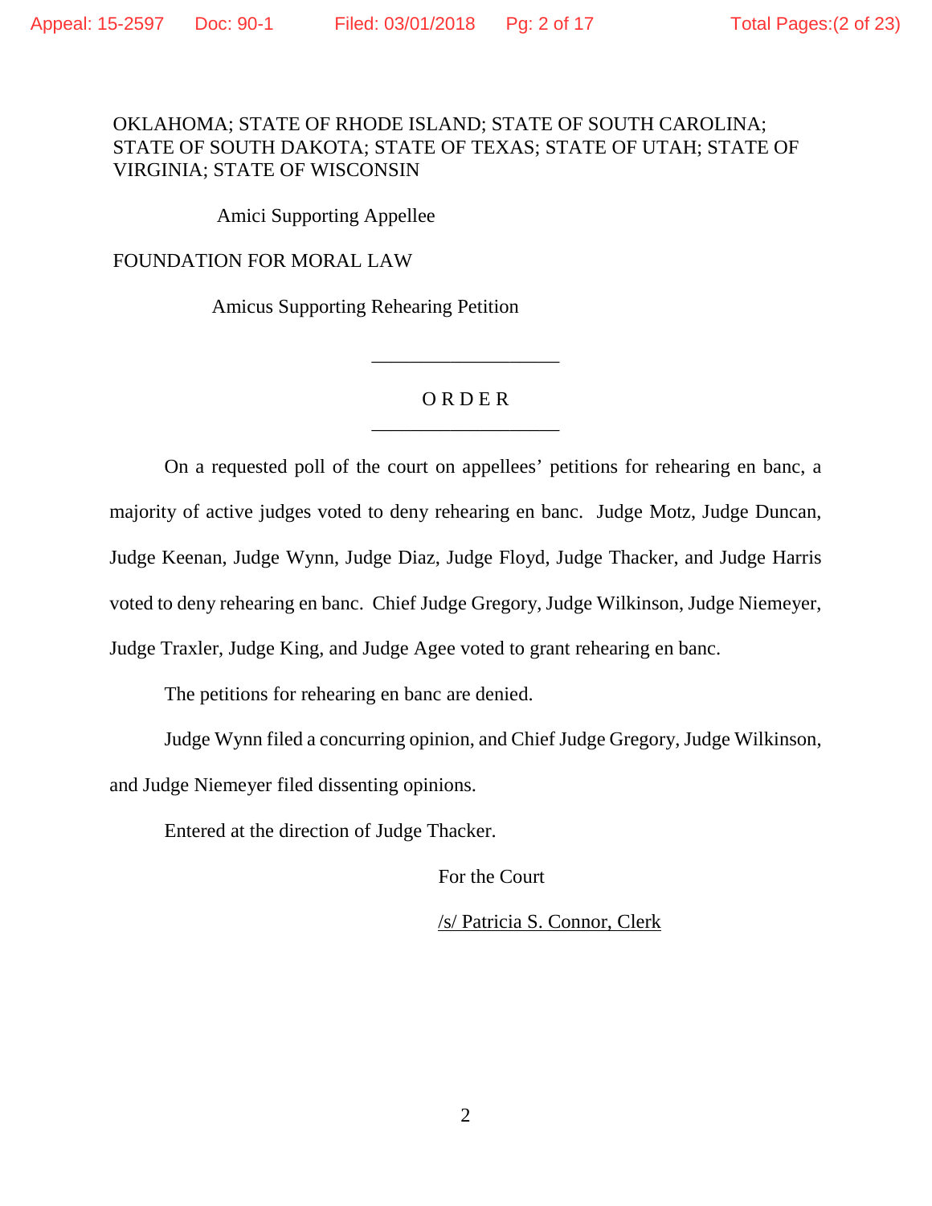OKLAHOMA; STATE OF RHODE ISLAND; STATE OF SOUTH CAROLINA; STATE OF SOUTH DAKOTA; STATE OF TEXAS; STATE OF UTAH; STATE OF VIRGINIA; STATE OF WISCONSIN

Amici Supporting Appellee

FOUNDATION FOR MORAL LAW

Amicus Supporting Rehearing Petition

---

## O R D E R

---

On a requested poll of the court on appellees' petitions for rehearing en banc, a majority of active judges voted to deny rehearing en banc. Judge Motz, Judge Duncan, Judge Keenan, Judge Wynn, Judge Diaz, Judge Floyd, Judge Thacker, and Judge Harris voted to deny rehearing en banc. Chief Judge Gregory, Judge Wilkinson, Judge Niemeyer, Judge Traxler, Judge King, and Judge Agee voted to grant rehearing en banc.

The petitions for rehearing en banc are denied.

Judge Wynn filed a concurring opinion, and Chief Judge Gregory, Judge Wilkinson, and Judge Niemeyer filed dissenting opinions.

Entered at the direction of Judge Thacker.

For the Court

/s/ Patricia S. Connor, Clerk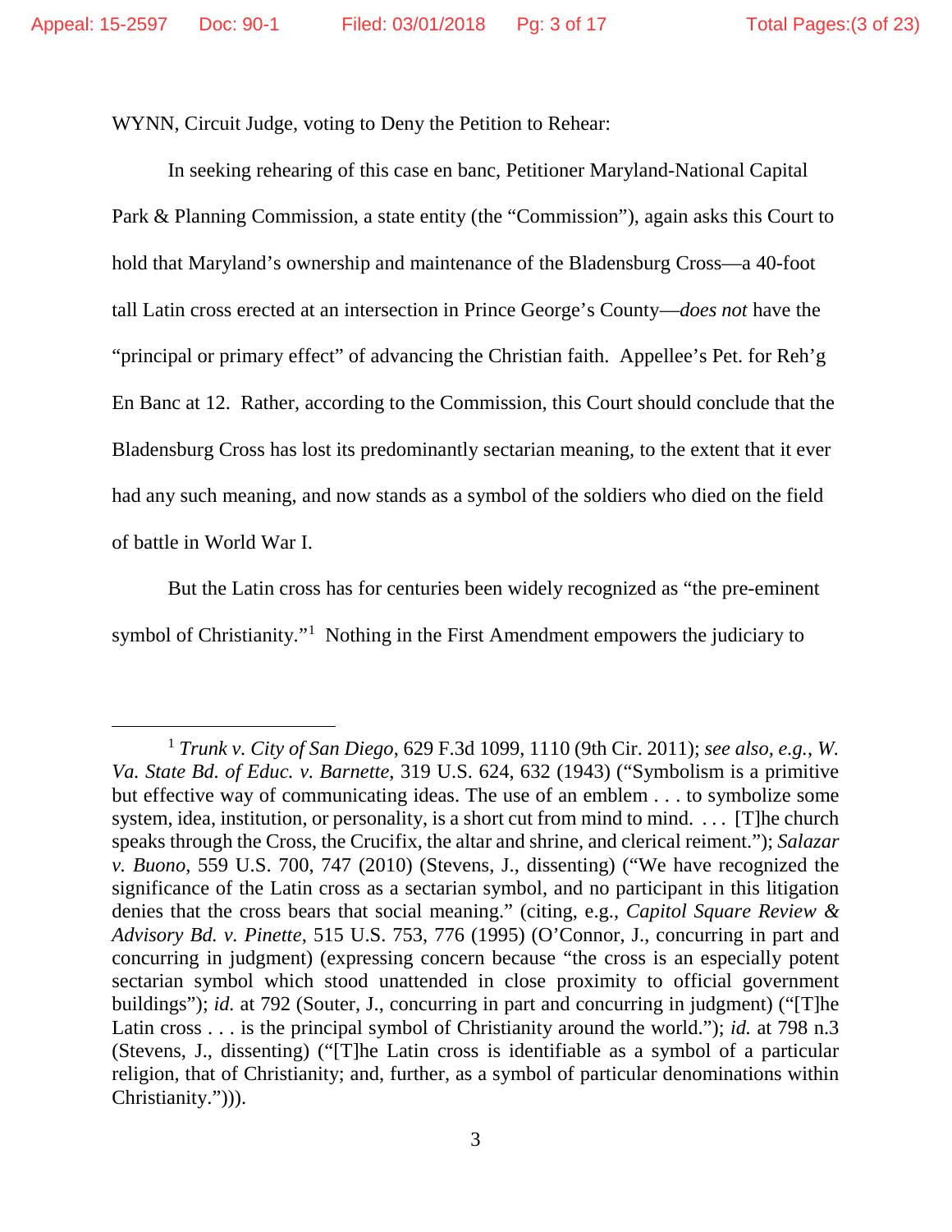WYNN, Circuit Judge, voting to Deny the Petition to Rehear:

In seeking rehearing of this case en banc, Petitioner Maryland-National Capital Park & Planning Commission, a state entity (the "Commission"), again asks this Court to hold that Maryland's ownership and maintenance of the Bladensburg Cross—a 40-foot tall Latin cross erected at an intersection in Prince George's County—*does not* have the "principal or primary effect" of advancing the Christian faith. Appellee's Pet. for Reh'g En Banc at 12. Rather, according to the Commission, this Court should conclude that the Bladensburg Cross has lost its predominantly sectarian meaning, to the extent that it ever had any such meaning, and now stands as a symbol of the soldiers who died on the field of battle in World War I.

But the Latin cross has for centuries been widely recognized as "the pre-eminent symbol of Christianity."[1] Nothing in the First Amendment empowers the judiciary to

[1] *Trunk v. City of San Diego*, 629 F.3d 1099, 1110 (9th Cir. 2011); *see also, e.g.*, *W. Va. State Bd. of Educ. v. Barnette*, 319 U.S. 624, 632 (1943) ("Symbolism is a primitive but effective way of communicating ideas. The use of an emblem . . . to symbolize some system, idea, institution, or personality, is a short cut from mind to mind. . . . [T]he church speaks through the Cross, the Crucifix, the altar and shrine, and clerical reiment."); *Salazar v. Buono*, 559 U.S. 700, 747 (2010) (Stevens, J., dissenting) ("We have recognized the significance of the Latin cross as a sectarian symbol, and no participant in this litigation denies that the cross bears that social meaning." (citing, e.g., *Capitol Square Review & Advisory Bd. v. Pinette*, 515 U.S. 753, 776 (1995) (O'Connor, J., concurring in part and concurring in judgment) (expressing concern because "the cross is an especially potent sectarian symbol which stood unattended in close proximity to official government buildings"); *id.* at 792 (Souter, J., concurring in part and concurring in judgment) ("[T]he Latin cross . . . is the principal symbol of Christianity around the world."); *id.* at 798 n.3 (Stevens, J., dissenting) ("[T]he Latin cross is identifiable as a symbol of a particular religion, that of Christianity; and, further, as a symbol of particular denominations within Christianity."))).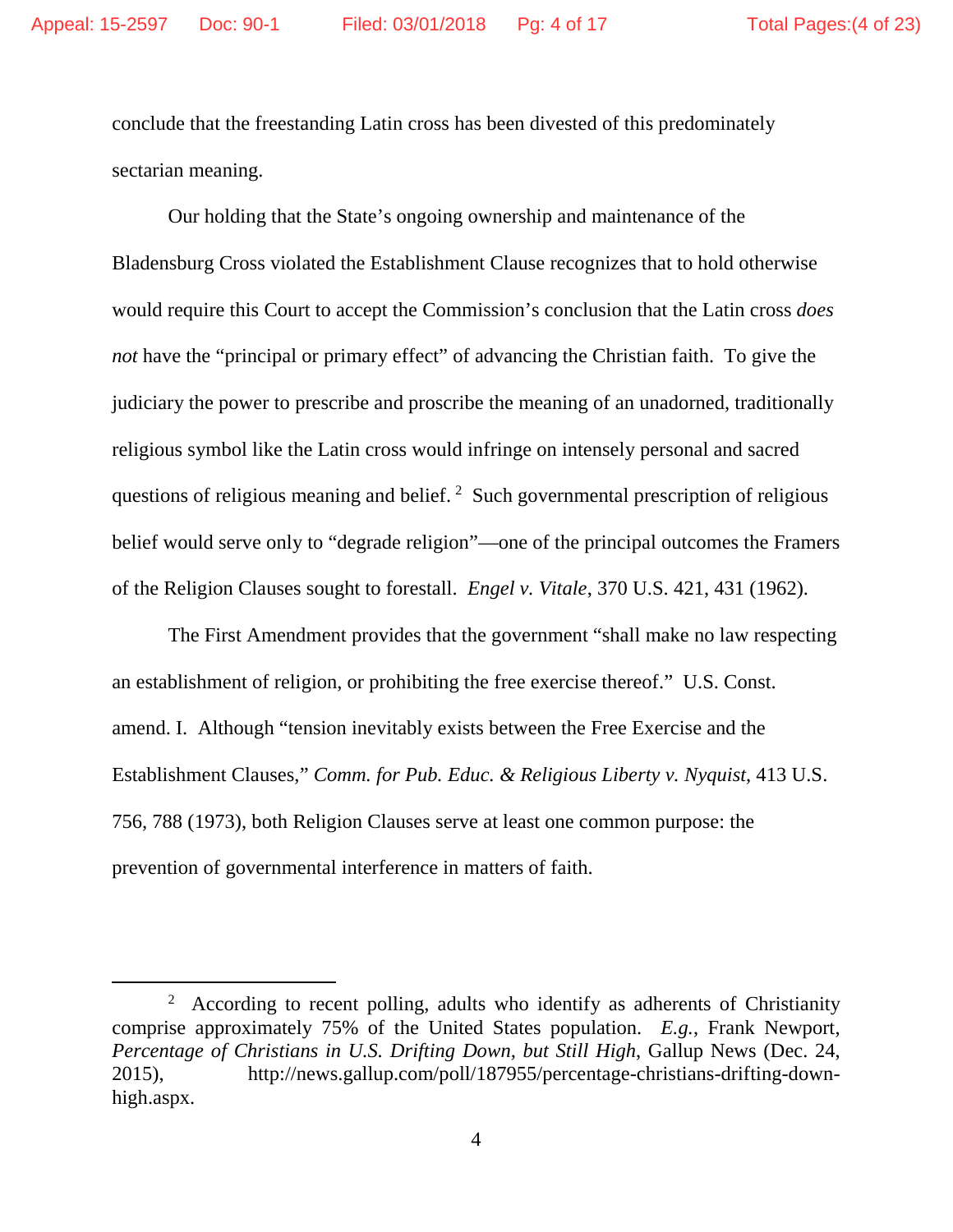conclude that the freestanding Latin cross has been divested of this predominately sectarian meaning.

Our holding that the State's ongoing ownership and maintenance of the Bladensburg Cross violated the Establishment Clause recognizes that to hold otherwise would require this Court to accept the Commission's conclusion that the Latin cross *does not* have the "principal or primary effect" of advancing the Christian faith. To give the judiciary the power to prescribe and proscribe the meaning of an unadorned, traditionally religious symbol like the Latin cross would infringe on intensely personal and sacred questions of religious meaning and belief.[2] Such governmental prescription of religious belief would serve only to "degrade religion"—one of the principal outcomes the Framers of the Religion Clauses sought to forestall. *Engel v. Vitale*, 370 U.S. 421, 431 (1962).

The First Amendment provides that the government "shall make no law respecting an establishment of religion, or prohibiting the free exercise thereof." U.S. Const. amend. I. Although "tension inevitably exists between the Free Exercise and the Establishment Clauses," *Comm. for Pub. Educ. & Religious Liberty v. Nyquist*, 413 U.S. 756, 788 (1973), both Religion Clauses serve at least one common purpose: the prevention of governmental interference in matters of faith.

---

[2] According to recent polling, adults who identify as adherents of Christianity comprise approximately 75% of the United States population. *E.g.*, Frank Newport, *Percentage of Christians in U.S. Drifting Down, but Still High*, Gallup News (Dec. 24, 2015), http://news.gallup.com/poll/187955/percentage-christians-drifting-down-high.aspx.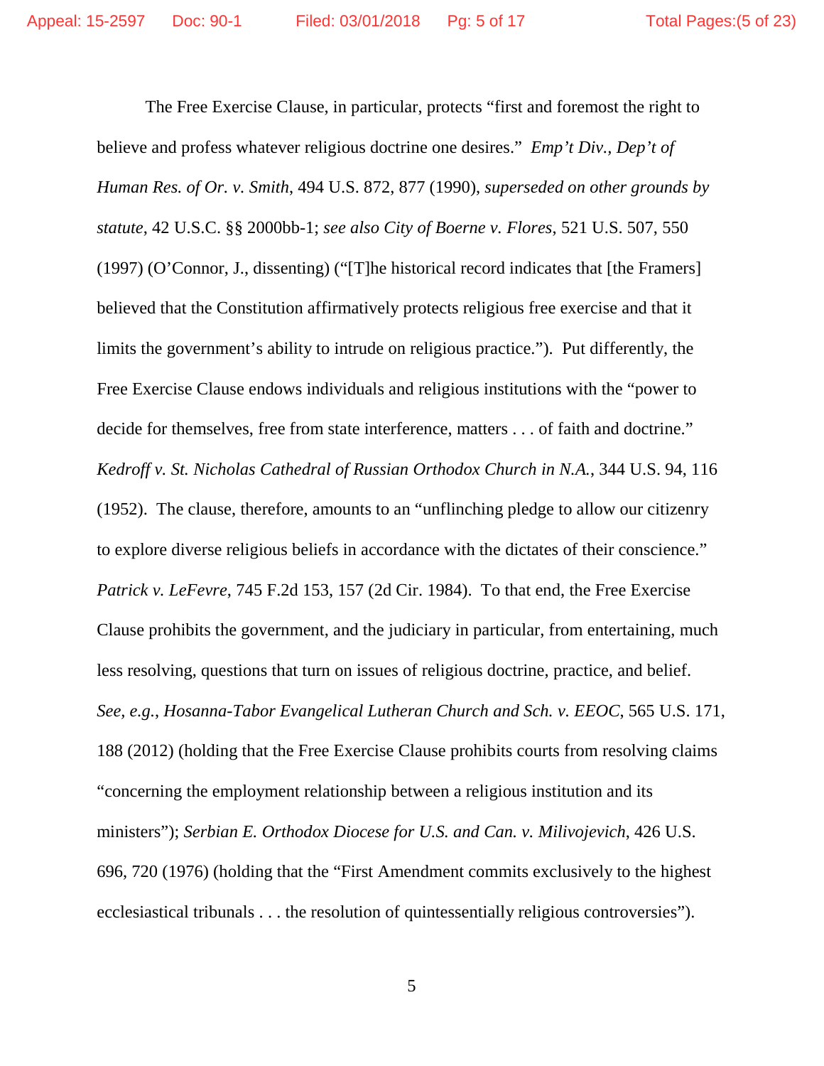The Free Exercise Clause, in particular, protects "first and foremost the right to believe and profess whatever religious doctrine one desires." *Emp't Div., Dep't of Human Res. of Or. v. Smith*, 494 U.S. 872, 877 (1990), *superseded on other grounds by statute*, 42 U.S.C. §§ 2000bb-1; *see also City of Boerne v. Flores*, 521 U.S. 507, 550 (1997) (O'Connor, J., dissenting) ("[T]he historical record indicates that [the Framers] believed that the Constitution affirmatively protects religious free exercise and that it limits the government's ability to intrude on religious practice."). Put differently, the Free Exercise Clause endows individuals and religious institutions with the "power to decide for themselves, free from state interference, matters . . . of faith and doctrine." *Kedroff v. St. Nicholas Cathedral of Russian Orthodox Church in N.A.*, 344 U.S. 94, 116 (1952). The clause, therefore, amounts to an "unflinching pledge to allow our citizenry to explore diverse religious beliefs in accordance with the dictates of their conscience." *Patrick v. LeFevre*, 745 F.2d 153, 157 (2d Cir. 1984). To that end, the Free Exercise Clause prohibits the government, and the judiciary in particular, from entertaining, much less resolving, questions that turn on issues of religious doctrine, practice, and belief. *See, e.g.*, *Hosanna-Tabor Evangelical Lutheran Church and Sch. v. EEOC*, 565 U.S. 171, 188 (2012) (holding that the Free Exercise Clause prohibits courts from resolving claims "concerning the employment relationship between a religious institution and its ministers"); *Serbian E. Orthodox Diocese for U.S. and Can. v. Milivojevich*, 426 U.S. 696, 720 (1976) (holding that the "First Amendment commits exclusively to the highest ecclesiastical tribunals . . . the resolution of quintessentially religious controversies").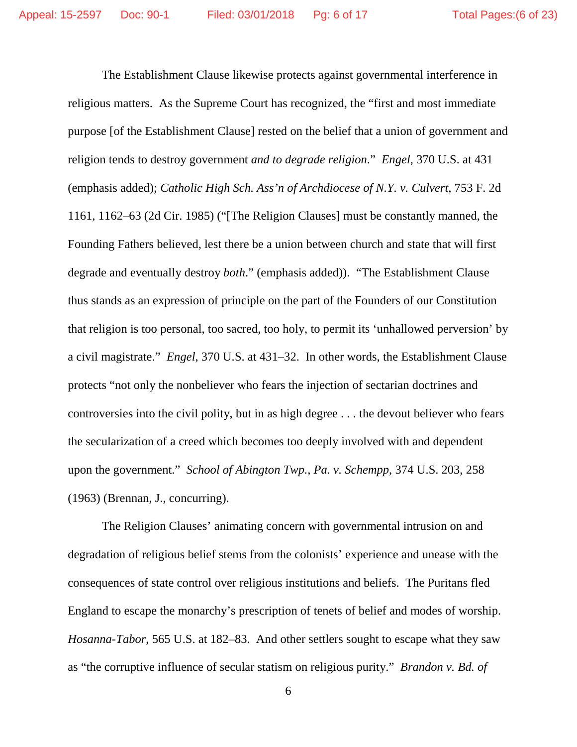The Establishment Clause likewise protects against governmental interference in religious matters. As the Supreme Court has recognized, the "first and most immediate purpose [of the Establishment Clause] rested on the belief that a union of government and religion tends to destroy government *and to degrade religion*." *Engel*, 370 U.S. at 431 (emphasis added); *Catholic High Sch. Ass'n of Archdiocese of N.Y. v. Culvert*, 753 F. 2d 1161, 1162–63 (2d Cir. 1985) ("[The Religion Clauses] must be constantly manned, the Founding Fathers believed, lest there be a union between church and state that will first degrade and eventually destroy *both*." (emphasis added)). "The Establishment Clause thus stands as an expression of principle on the part of the Founders of our Constitution that religion is too personal, too sacred, too holy, to permit its 'unhallowed perversion' by a civil magistrate." *Engel*, 370 U.S. at 431–32. In other words, the Establishment Clause protects "not only the nonbeliever who fears the injection of sectarian doctrines and controversies into the civil polity, but in as high degree . . . the devout believer who fears the secularization of a creed which becomes too deeply involved with and dependent upon the government." *School of Abington Twp., Pa. v. Schempp*, 374 U.S. 203, 258 (1963) (Brennan, J., concurring).

The Religion Clauses' animating concern with governmental intrusion on and degradation of religious belief stems from the colonists' experience and unease with the consequences of state control over religious institutions and beliefs. The Puritans fled England to escape the monarchy's prescription of tenets of belief and modes of worship. *Hosanna-Tabor*, 565 U.S. at 182–83. And other settlers sought to escape what they saw as "the corruptive influence of secular statism on religious purity." *Brandon v. Bd. of*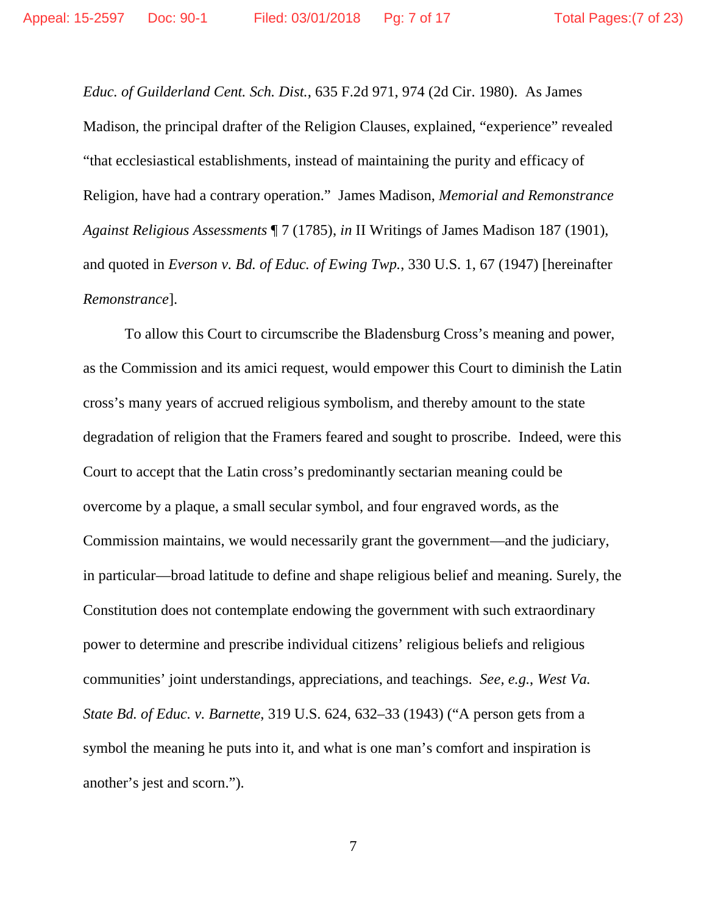*Educ. of Guilderland Cent. Sch. Dist.*, 635 F.2d 971, 974 (2d Cir. 1980). As James Madison, the principal drafter of the Religion Clauses, explained, "experience" revealed "that ecclesiastical establishments, instead of maintaining the purity and efficacy of Religion, have had a contrary operation." James Madison, *Memorial and Remonstrance Against Religious Assessments* ¶ 7 (1785), *in* II Writings of James Madison 187 (1901), and quoted in *Everson v. Bd. of Educ. of Ewing Twp.*, 330 U.S. 1, 67 (1947) [hereinafter *Remonstrance*].

To allow this Court to circumscribe the Bladensburg Cross's meaning and power, as the Commission and its amici request, would empower this Court to diminish the Latin cross's many years of accrued religious symbolism, and thereby amount to the state degradation of religion that the Framers feared and sought to proscribe. Indeed, were this Court to accept that the Latin cross's predominantly sectarian meaning could be overcome by a plaque, a small secular symbol, and four engraved words, as the Commission maintains, we would necessarily grant the government—and the judiciary, in particular—broad latitude to define and shape religious belief and meaning. Surely, the Constitution does not contemplate endowing the government with such extraordinary power to determine and prescribe individual citizens' religious beliefs and religious communities' joint understandings, appreciations, and teachings. *See, e.g.*, *West Va. State Bd. of Educ. v. Barnette*, 319 U.S. 624, 632–33 (1943) ("A person gets from a symbol the meaning he puts into it, and what is one man's comfort and inspiration is another's jest and scorn.").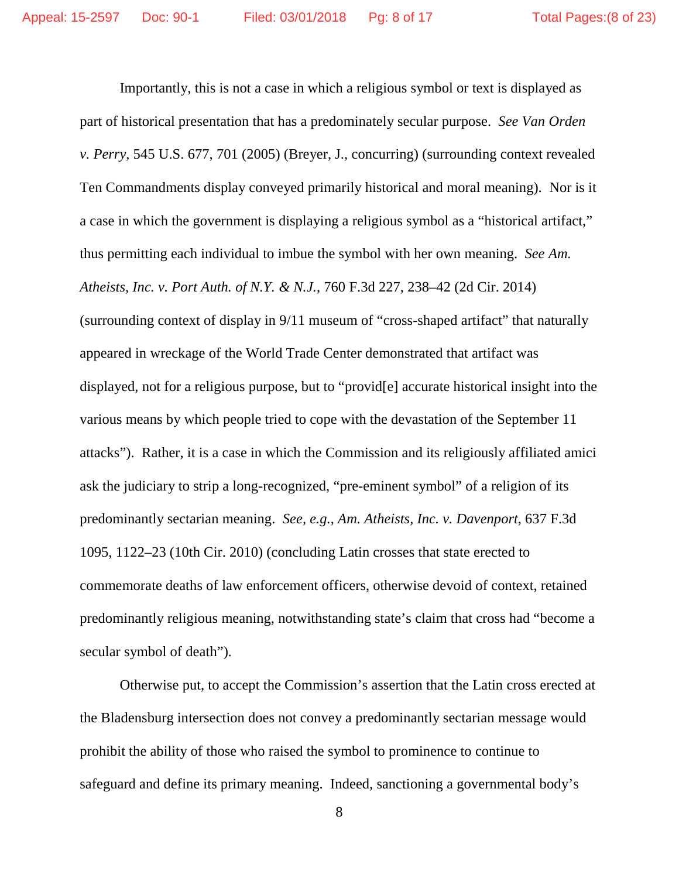Importantly, this is not a case in which a religious symbol or text is displayed as part of historical presentation that has a predominately secular purpose. *See Van Orden v. Perry*, 545 U.S. 677, 701 (2005) (Breyer, J., concurring) (surrounding context revealed Ten Commandments display conveyed primarily historical and moral meaning). Nor is it a case in which the government is displaying a religious symbol as a "historical artifact," thus permitting each individual to imbue the symbol with her own meaning. *See Am. Atheists, Inc. v. Port Auth. of N.Y. & N.J.*, 760 F.3d 227, 238–42 (2d Cir. 2014) (surrounding context of display in 9/11 museum of "cross-shaped artifact" that naturally appeared in wreckage of the World Trade Center demonstrated that artifact was displayed, not for a religious purpose, but to "provid[e] accurate historical insight into the various means by which people tried to cope with the devastation of the September 11 attacks"). Rather, it is a case in which the Commission and its religiously affiliated amici ask the judiciary to strip a long-recognized, "pre-eminent symbol" of a religion of its predominantly sectarian meaning. *See, e.g.*, *Am. Atheists, Inc. v. Davenport*, 637 F.3d 1095, 1122–23 (10th Cir. 2010) (concluding Latin crosses that state erected to commemorate deaths of law enforcement officers, otherwise devoid of context, retained predominantly religious meaning, notwithstanding state's claim that cross had "become a secular symbol of death").

Otherwise put, to accept the Commission's assertion that the Latin cross erected at the Bladensburg intersection does not convey a predominantly sectarian message would prohibit the ability of those who raised the symbol to prominence to continue to safeguard and define its primary meaning. Indeed, sanctioning a governmental body's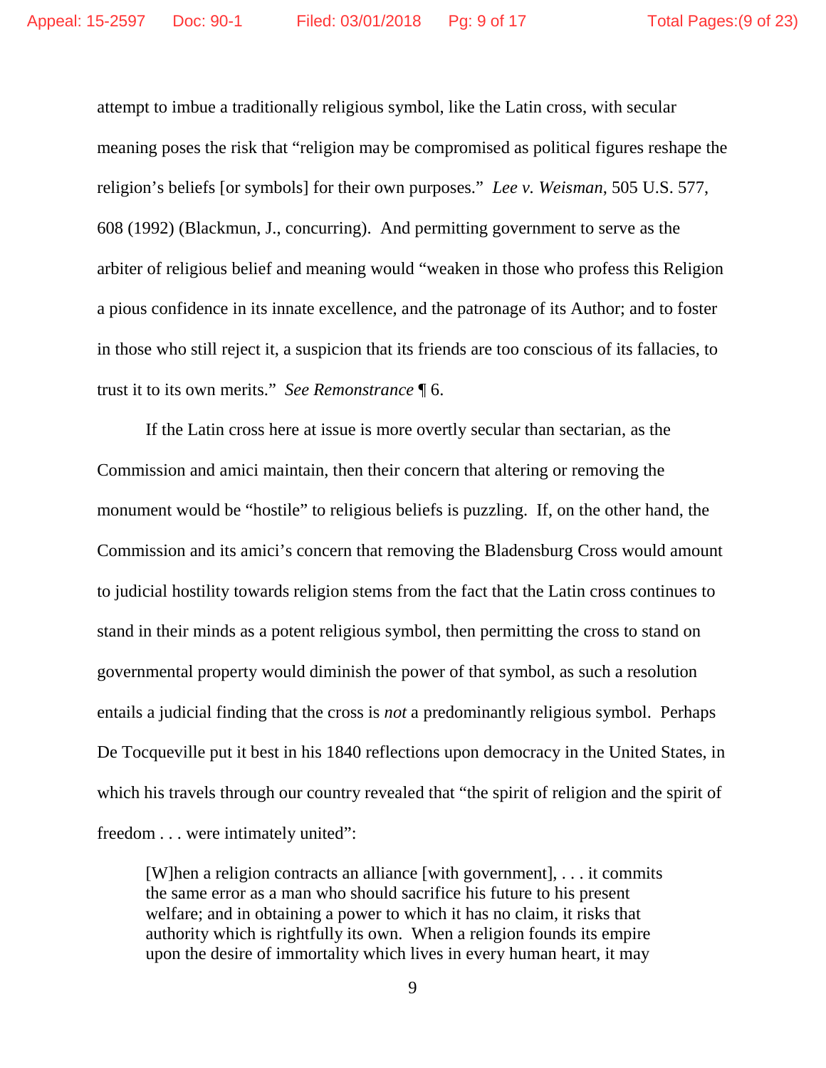attempt to imbue a traditionally religious symbol, like the Latin cross, with secular meaning poses the risk that "religion may be compromised as political figures reshape the religion's beliefs [or symbols] for their own purposes." *Lee v. Weisman*, 505 U.S. 577, 608 (1992) (Blackmun, J., concurring). And permitting government to serve as the arbiter of religious belief and meaning would "weaken in those who profess this Religion a pious confidence in its innate excellence, and the patronage of its Author; and to foster in those who still reject it, a suspicion that its friends are too conscious of its fallacies, to trust it to its own merits." *See Remonstrance* ¶ 6.

If the Latin cross here at issue is more overtly secular than sectarian, as the Commission and amici maintain, then their concern that altering or removing the monument would be "hostile" to religious beliefs is puzzling. If, on the other hand, the Commission and its amici's concern that removing the Bladensburg Cross would amount to judicial hostility towards religion stems from the fact that the Latin cross continues to stand in their minds as a potent religious symbol, then permitting the cross to stand on governmental property would diminish the power of that symbol, as such a resolution entails a judicial finding that the cross is *not* a predominantly religious symbol. Perhaps De Tocqueville put it best in his 1840 reflections upon democracy in the United States, in which his travels through our country revealed that "the spirit of religion and the spirit of freedom . . . were intimately united":

> [W]hen a religion contracts an alliance [with government], . . . it commits the same error as a man who should sacrifice his future to his present welfare; and in obtaining a power to which it has no claim, it risks that authority which is rightfully its own. When a religion founds its empire upon the desire of immortality which lives in every human heart, it may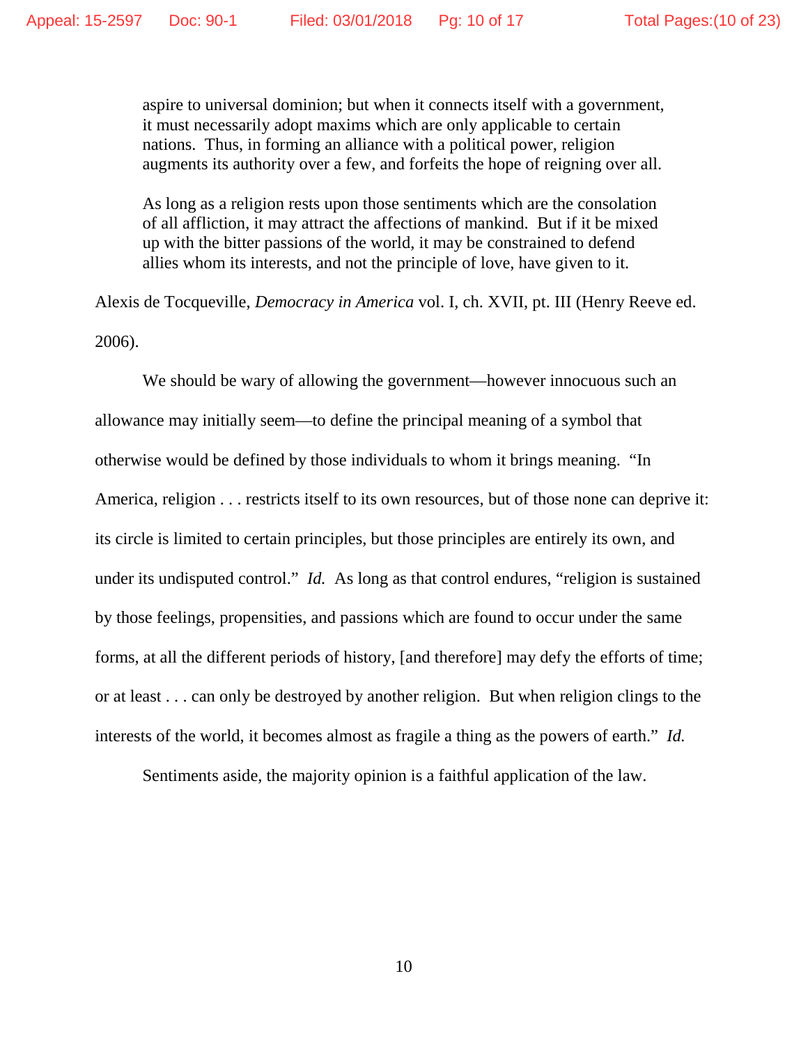> aspire to universal dominion; but when it connects itself with a government, it must necessarily adopt maxims which are only applicable to certain nations. Thus, in forming an alliance with a political power, religion augments its authority over a few, and forfeits the hope of reigning over all.
>
> As long as a religion rests upon those sentiments which are the consolation of all affliction, it may attract the affections of mankind. But if it be mixed up with the bitter passions of the world, it may be constrained to defend allies whom its interests, and not the principle of love, have given to it.

Alexis de Tocqueville, *Democracy in America* vol. I, ch. XVII, pt. III (Henry Reeve ed. 2006).

We should be wary of allowing the government—however innocuous such an allowance may initially seem—to define the principal meaning of a symbol that otherwise would be defined by those individuals to whom it brings meaning. "In America, religion . . . restricts itself to its own resources, but of those none can deprive it: its circle is limited to certain principles, but those principles are entirely its own, and under its undisputed control." *Id.* As long as that control endures, "religion is sustained by those feelings, propensities, and passions which are found to occur under the same forms, at all the different periods of history, [and therefore] may defy the efforts of time; or at least . . . can only be destroyed by another religion. But when religion clings to the interests of the world, it becomes almost as fragile a thing as the powers of earth." *Id.*

Sentiments aside, the majority opinion is a faithful application of the law.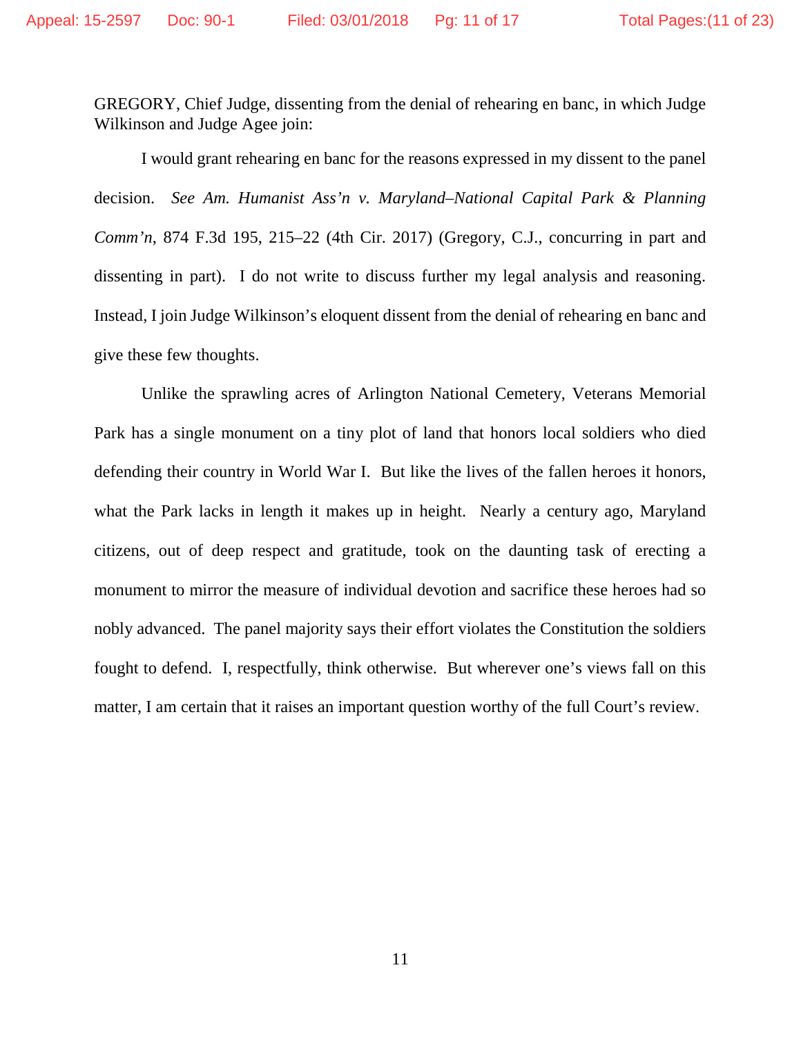GREGORY, Chief Judge, dissenting from the denial of rehearing en banc, in which Judge Wilkinson and Judge Agee join:

I would grant rehearing en banc for the reasons expressed in my dissent to the panel decision. *See Am. Humanist Ass'n v. Maryland–National Capital Park & Planning Comm'n*, 874 F.3d 195, 215–22 (4th Cir. 2017) (Gregory, C.J., concurring in part and dissenting in part). I do not write to discuss further my legal analysis and reasoning. Instead, I join Judge Wilkinson's eloquent dissent from the denial of rehearing en banc and give these few thoughts.

Unlike the sprawling acres of Arlington National Cemetery, Veterans Memorial Park has a single monument on a tiny plot of land that honors local soldiers who died defending their country in World War I. But like the lives of the fallen heroes it honors, what the Park lacks in length it makes up in height. Nearly a century ago, Maryland citizens, out of deep respect and gratitude, took on the daunting task of erecting a monument to mirror the measure of individual devotion and sacrifice these heroes had so nobly advanced. The panel majority says their effort violates the Constitution the soldiers fought to defend. I, respectfully, think otherwise. But wherever one's views fall on this matter, I am certain that it raises an important question worthy of the full Court's review.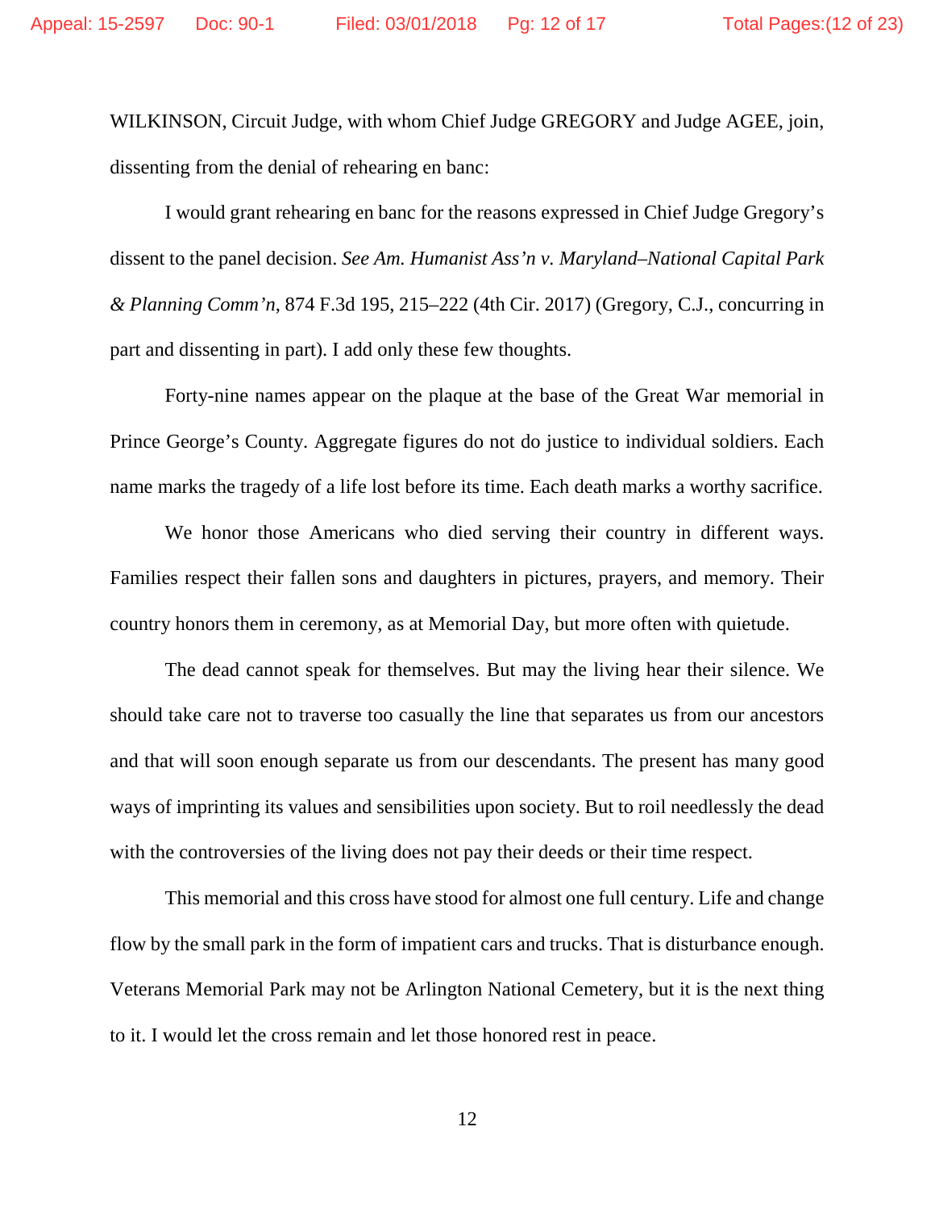WILKINSON, Circuit Judge, with whom Chief Judge GREGORY and Judge AGEE, join, dissenting from the denial of rehearing en banc:

I would grant rehearing en banc for the reasons expressed in Chief Judge Gregory's dissent to the panel decision. *See Am. Humanist Ass'n v. Maryland–National Capital Park & Planning Comm'n*, 874 F.3d 195, 215–222 (4th Cir. 2017) (Gregory, C.J., concurring in part and dissenting in part). I add only these few thoughts.

Forty-nine names appear on the plaque at the base of the Great War memorial in Prince George's County. Aggregate figures do not do justice to individual soldiers. Each name marks the tragedy of a life lost before its time. Each death marks a worthy sacrifice.

We honor those Americans who died serving their country in different ways. Families respect their fallen sons and daughters in pictures, prayers, and memory. Their country honors them in ceremony, as at Memorial Day, but more often with quietude.

The dead cannot speak for themselves. But may the living hear their silence. We should take care not to traverse too casually the line that separates us from our ancestors and that will soon enough separate us from our descendants. The present has many good ways of imprinting its values and sensibilities upon society. But to roil needlessly the dead with the controversies of the living does not pay their deeds or their time respect.

This memorial and this cross have stood for almost one full century. Life and change flow by the small park in the form of impatient cars and trucks. That is disturbance enough. Veterans Memorial Park may not be Arlington National Cemetery, but it is the next thing to it. I would let the cross remain and let those honored rest in peace.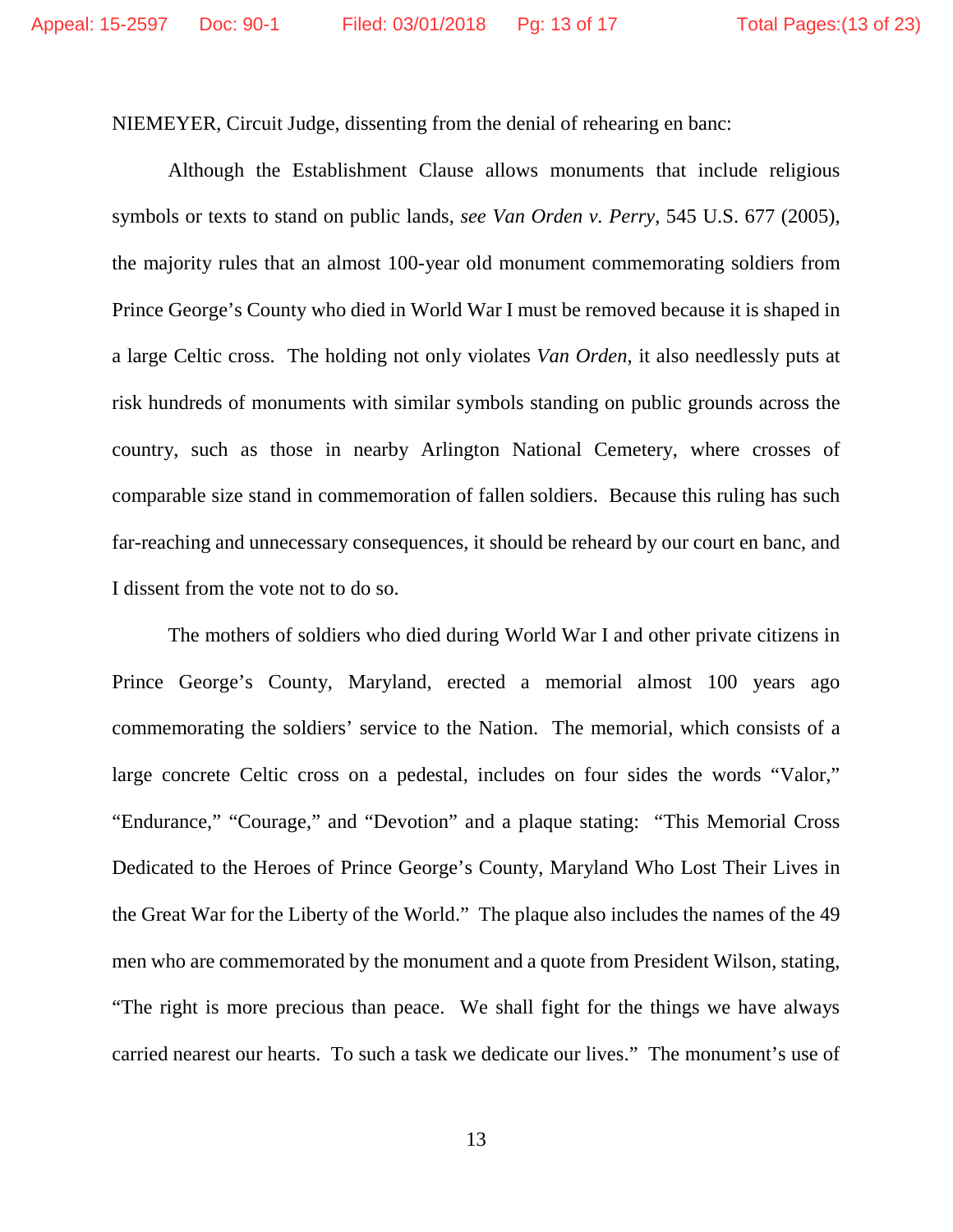NIEMEYER, Circuit Judge, dissenting from the denial of rehearing en banc:

Although the Establishment Clause allows monuments that include religious symbols or texts to stand on public lands, *see Van Orden v. Perry*, 545 U.S. 677 (2005), the majority rules that an almost 100-year old monument commemorating soldiers from Prince George's County who died in World War I must be removed because it is shaped in a large Celtic cross. The holding not only violates *Van Orden*, it also needlessly puts at risk hundreds of monuments with similar symbols standing on public grounds across the country, such as those in nearby Arlington National Cemetery, where crosses of comparable size stand in commemoration of fallen soldiers. Because this ruling has such far-reaching and unnecessary consequences, it should be reheard by our court en banc, and I dissent from the vote not to do so.

The mothers of soldiers who died during World War I and other private citizens in Prince George's County, Maryland, erected a memorial almost 100 years ago commemorating the soldiers' service to the Nation. The memorial, which consists of a large concrete Celtic cross on a pedestal, includes on four sides the words "Valor," "Endurance," "Courage," and "Devotion" and a plaque stating: "This Memorial Cross Dedicated to the Heroes of Prince George's County, Maryland Who Lost Their Lives in the Great War for the Liberty of the World." The plaque also includes the names of the 49 men who are commemorated by the monument and a quote from President Wilson, stating, "The right is more precious than peace. We shall fight for the things we have always carried nearest our hearts. To such a task we dedicate our lives." The monument's use of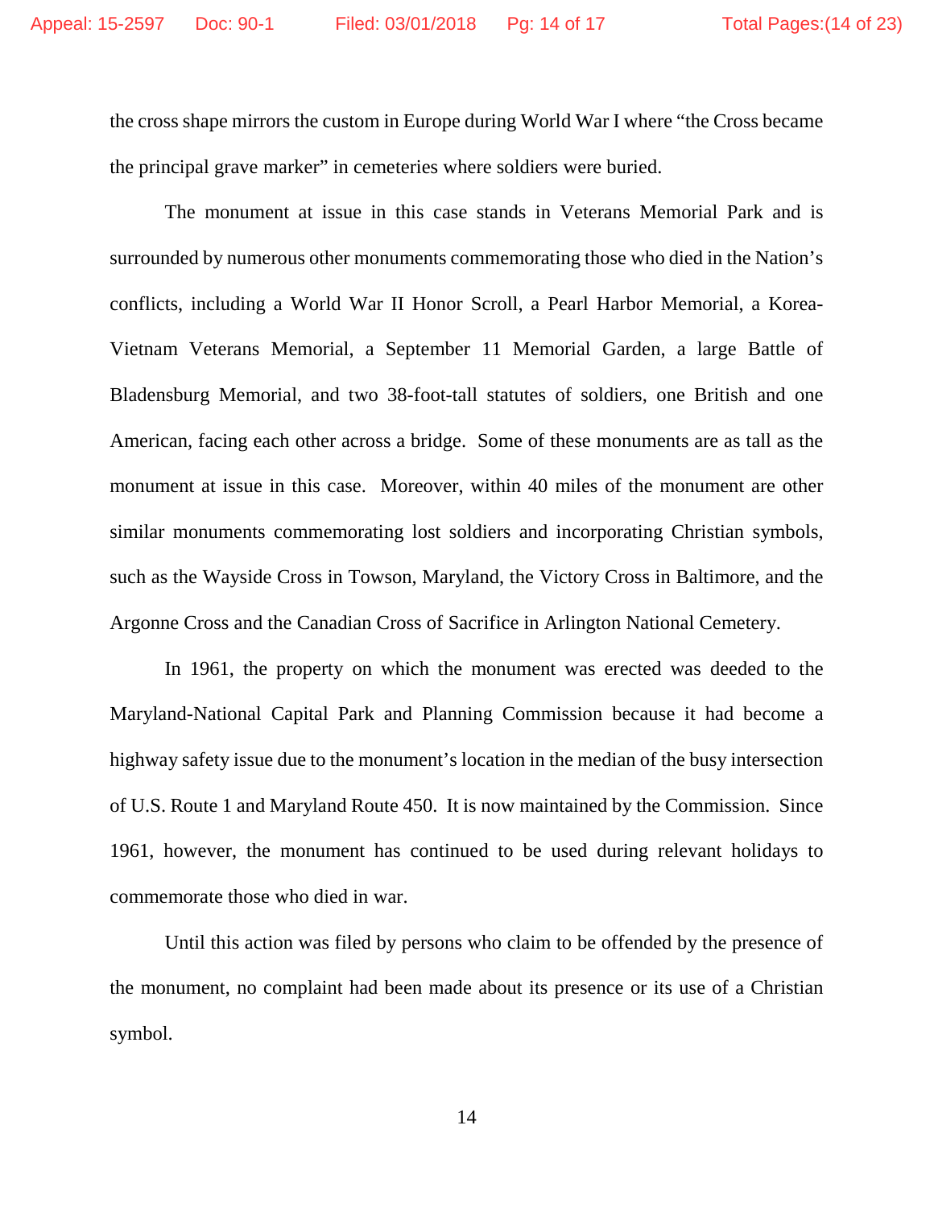the cross shape mirrors the custom in Europe during World War I where "the Cross became the principal grave marker" in cemeteries where soldiers were buried.

The monument at issue in this case stands in Veterans Memorial Park and is surrounded by numerous other monuments commemorating those who died in the Nation's conflicts, including a World War II Honor Scroll, a Pearl Harbor Memorial, a Korea-Vietnam Veterans Memorial, a September 11 Memorial Garden, a large Battle of Bladensburg Memorial, and two 38-foot-tall statutes of soldiers, one British and one American, facing each other across a bridge. Some of these monuments are as tall as the monument at issue in this case. Moreover, within 40 miles of the monument are other similar monuments commemorating lost soldiers and incorporating Christian symbols, such as the Wayside Cross in Towson, Maryland, the Victory Cross in Baltimore, and the Argonne Cross and the Canadian Cross of Sacrifice in Arlington National Cemetery.

In 1961, the property on which the monument was erected was deeded to the Maryland-National Capital Park and Planning Commission because it had become a highway safety issue due to the monument's location in the median of the busy intersection of U.S. Route 1 and Maryland Route 450. It is now maintained by the Commission. Since 1961, however, the monument has continued to be used during relevant holidays to commemorate those who died in war.

Until this action was filed by persons who claim to be offended by the presence of the monument, no complaint had been made about its presence or its use of a Christian symbol.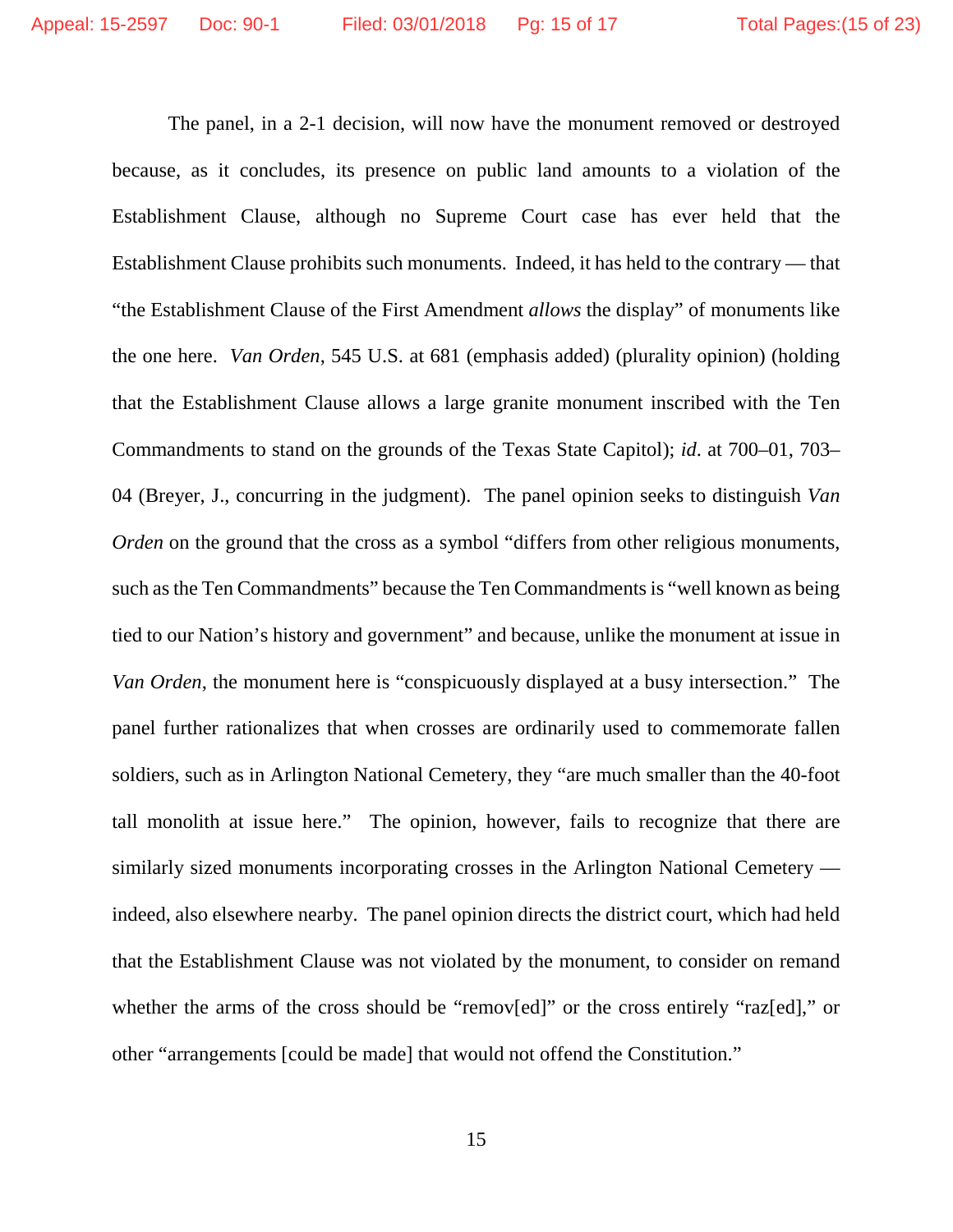The panel, in a 2-1 decision, will now have the monument removed or destroyed because, as it concludes, its presence on public land amounts to a violation of the Establishment Clause, although no Supreme Court case has ever held that the Establishment Clause prohibits such monuments. Indeed, it has held to the contrary — that "the Establishment Clause of the First Amendment *allows* the display" of monuments like the one here. *Van Orden*, 545 U.S. at 681 (emphasis added) (plurality opinion) (holding that the Establishment Clause allows a large granite monument inscribed with the Ten Commandments to stand on the grounds of the Texas State Capitol); *id.* at 700–01, 703–04 (Breyer, J., concurring in the judgment). The panel opinion seeks to distinguish *Van Orden* on the ground that the cross as a symbol "differs from other religious monuments, such as the Ten Commandments" because the Ten Commandments is "well known as being tied to our Nation's history and government" and because, unlike the monument at issue in *Van Orden*, the monument here is "conspicuously displayed at a busy intersection." The panel further rationalizes that when crosses are ordinarily used to commemorate fallen soldiers, such as in Arlington National Cemetery, they "are much smaller than the 40-foot tall monolith at issue here." The opinion, however, fails to recognize that there are similarly sized monuments incorporating crosses in the Arlington National Cemetery — indeed, also elsewhere nearby. The panel opinion directs the district court, which had held that the Establishment Clause was not violated by the monument, to consider on remand whether the arms of the cross should be "remov[ed]" or the cross entirely "raz[ed]," or other "arrangements [could be made] that would not offend the Constitution."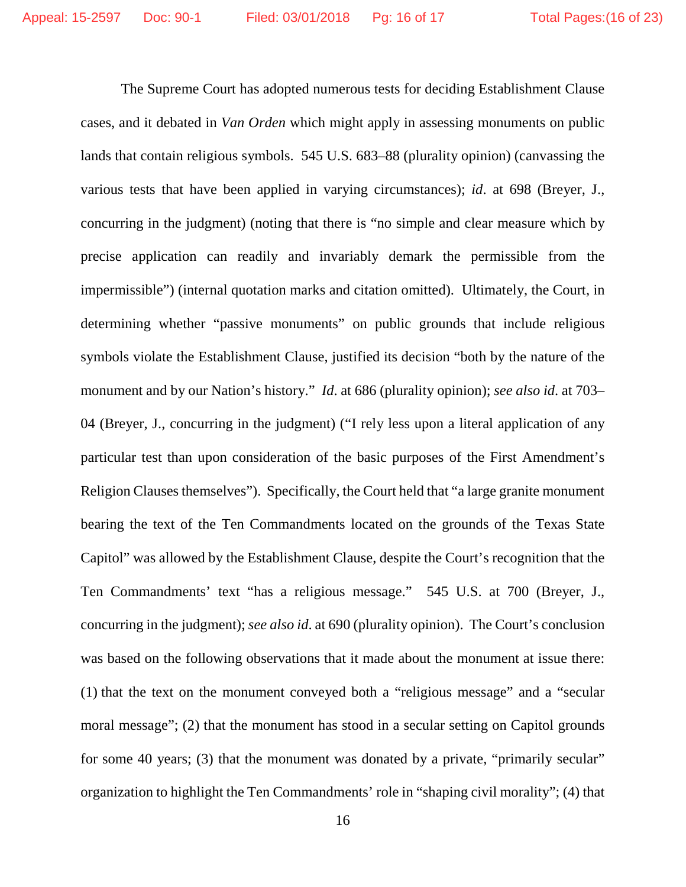The Supreme Court has adopted numerous tests for deciding Establishment Clause cases, and it debated in *Van Orden* which might apply in assessing monuments on public lands that contain religious symbols. 545 U.S. 683–88 (plurality opinion) (canvassing the various tests that have been applied in varying circumstances); *id*. at 698 (Breyer, J., concurring in the judgment) (noting that there is "no simple and clear measure which by precise application can readily and invariably demark the permissible from the impermissible") (internal quotation marks and citation omitted). Ultimately, the Court, in determining whether "passive monuments" on public grounds that include religious symbols violate the Establishment Clause, justified its decision "both by the nature of the monument and by our Nation's history." *Id*. at 686 (plurality opinion); *see also id*. at 703–04 (Breyer, J., concurring in the judgment) ("I rely less upon a literal application of any particular test than upon consideration of the basic purposes of the First Amendment's Religion Clauses themselves"). Specifically, the Court held that "a large granite monument bearing the text of the Ten Commandments located on the grounds of the Texas State Capitol" was allowed by the Establishment Clause, despite the Court's recognition that the Ten Commandments' text "has a religious message." 545 U.S. at 700 (Breyer, J., concurring in the judgment); *see also id*. at 690 (plurality opinion). The Court's conclusion was based on the following observations that it made about the monument at issue there: (1) that the text on the monument conveyed both a "religious message" and a "secular moral message"; (2) that the monument has stood in a secular setting on Capitol grounds for some 40 years; (3) that the monument was donated by a private, "primarily secular" organization to highlight the Ten Commandments' role in "shaping civil morality"; (4) that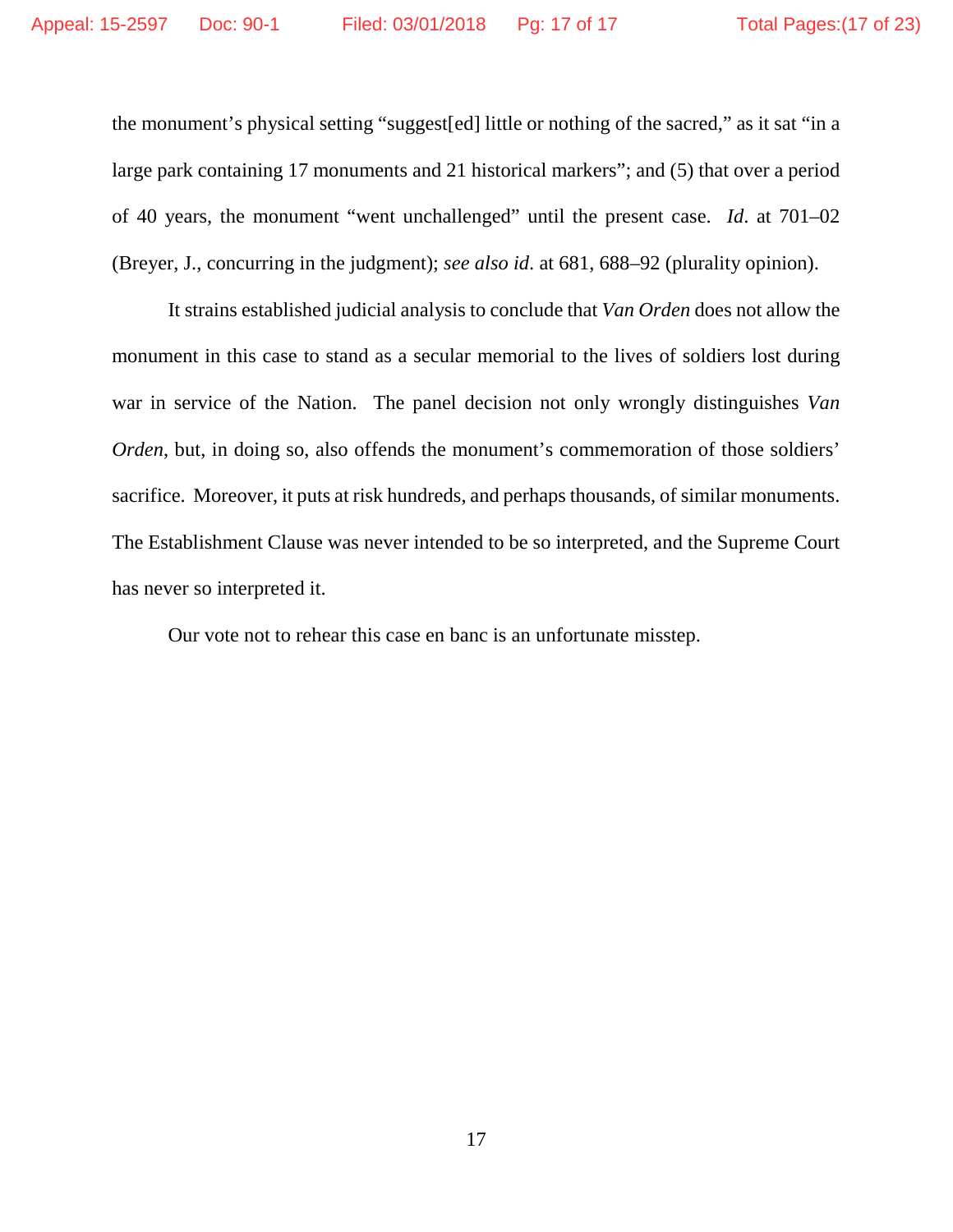the monument's physical setting "suggest[ed] little or nothing of the sacred," as it sat "in a large park containing 17 monuments and 21 historical markers"; and (5) that over a period of 40 years, the monument "went unchallenged" until the present case. *Id*. at 701–02 (Breyer, J., concurring in the judgment); *see also id*. at 681, 688–92 (plurality opinion).

It strains established judicial analysis to conclude that *Van Orden* does not allow the monument in this case to stand as a secular memorial to the lives of soldiers lost during war in service of the Nation. The panel decision not only wrongly distinguishes *Van Orden*, but, in doing so, also offends the monument's commemoration of those soldiers' sacrifice. Moreover, it puts at risk hundreds, and perhaps thousands, of similar monuments. The Establishment Clause was never intended to be so interpreted, and the Supreme Court has never so interpreted it.

Our vote not to rehear this case en banc is an unfortunate misstep.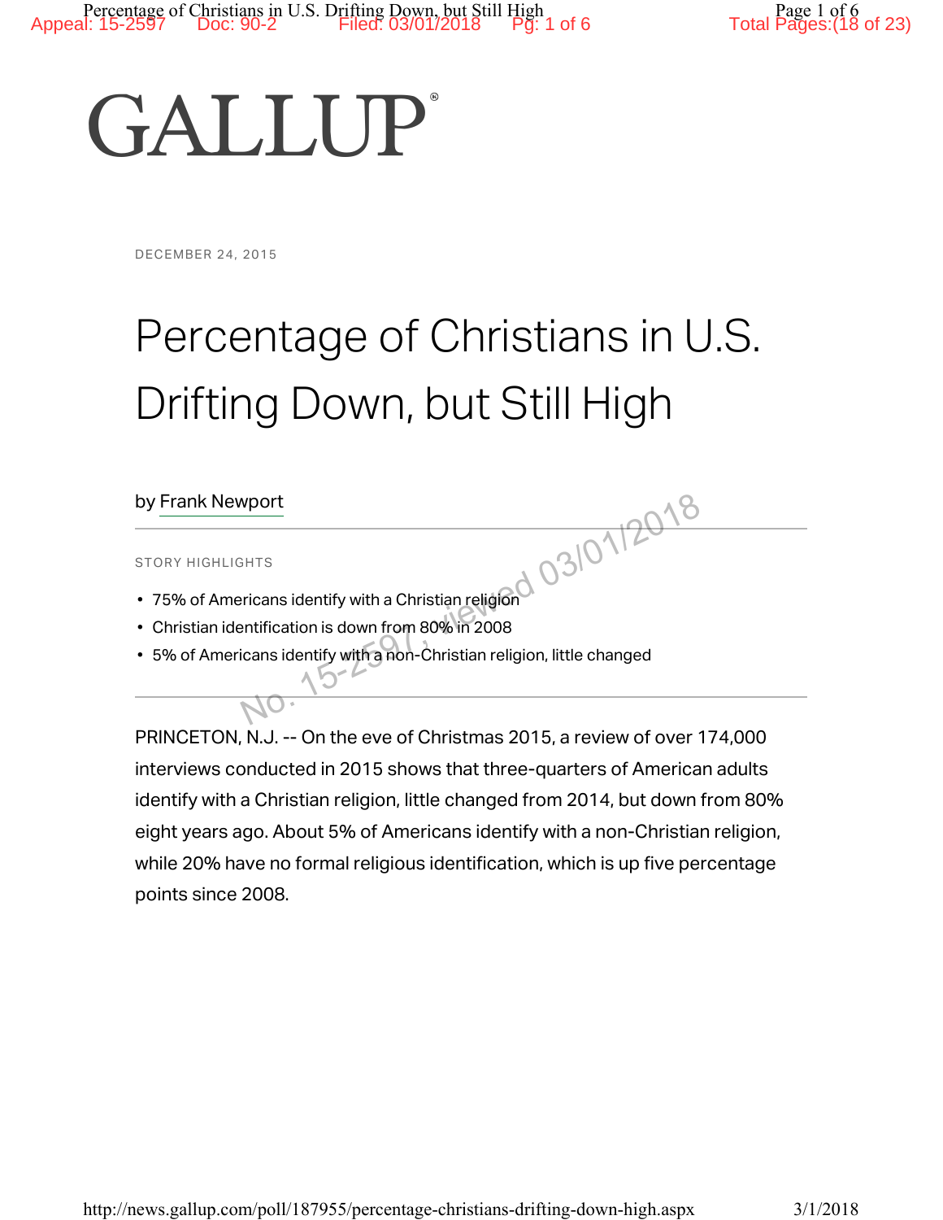GALLUP

DECEMBER 24, 2015

# Percentage of Christians in U.S. Drifting Down, but Still High

by Frank Newport

STORY HIGHLIGHTS

- 75% of Americans identify with a Christian religion
- Christian identification is down from 80% in 2008
- 5% of Americans identify with a non-Christian religion, little changed

PRINCETON, N.J. -- On the eve of Christmas 2015, a review of over 174,000 interviews conducted in 2015 shows that three-quarters of American adults identify with a Christian religion, little changed from 2014, but down from 80% eight years ago. About 5% of Americans identify with a non-Christian religion, while 20% have no formal religious identification, which is up five percentage points since 2008.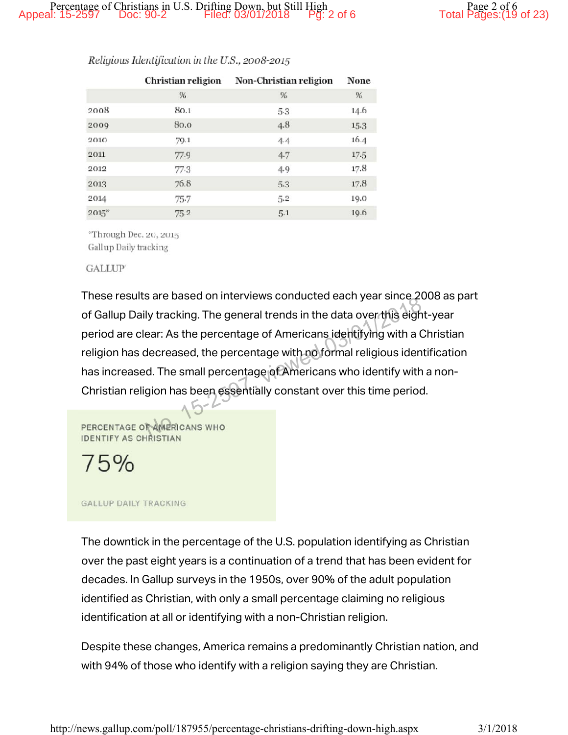*Religious Identification in the U.S., 2008-2015*

| | Christian religion | Non-Christian religion | None |
|---|---|---|---|
| | % | % | % |
| 2008 | 80.1 | 5.3 | 14.6 |
| 2009 | 80.0 | 4.8 | 15.3 |
| 2010 | 79.1 | 4.4 | 16.4 |
| 2011 | 77.9 | 4.7 | 17.5 |
| 2012 | 77.3 | 4.9 | 17.8 |
| 2013 | 76.8 | 5.3 | 17.8 |
| 2014 | 75.7 | 5.2 | 19.0 |
| 2015* | 75.2 | 5.1 | 19.6 |

*Through Dec. 20, 2015

Gallup Daily tracking

GALLUP

These results are based on interviews conducted each year since 2008 as part of Gallup Daily tracking. The general trends in the data over this eight-year period are clear: As the percentage of Americans identifying with a Christian religion has decreased, the percentage with no formal religious identification has increased. The small percentage of Americans who identify with a non-Christian religion has been essentially constant over this time period.

PERCENTAGE OF AMERICANS WHO IDENTIFY AS CHRISTIAN

75%

GALLUP DAILY TRACKING

The downtick in the percentage of the U.S. population identifying as Christian over the past eight years is a continuation of a trend that has been evident for decades. In Gallup surveys in the 1950s, over 90% of the adult population identified as Christian, with only a small percentage claiming no religious identification at all or identifying with a non-Christian religion.

Despite these changes, America remains a predominantly Christian nation, and with 94% of those who identify with a religion saying they are Christian.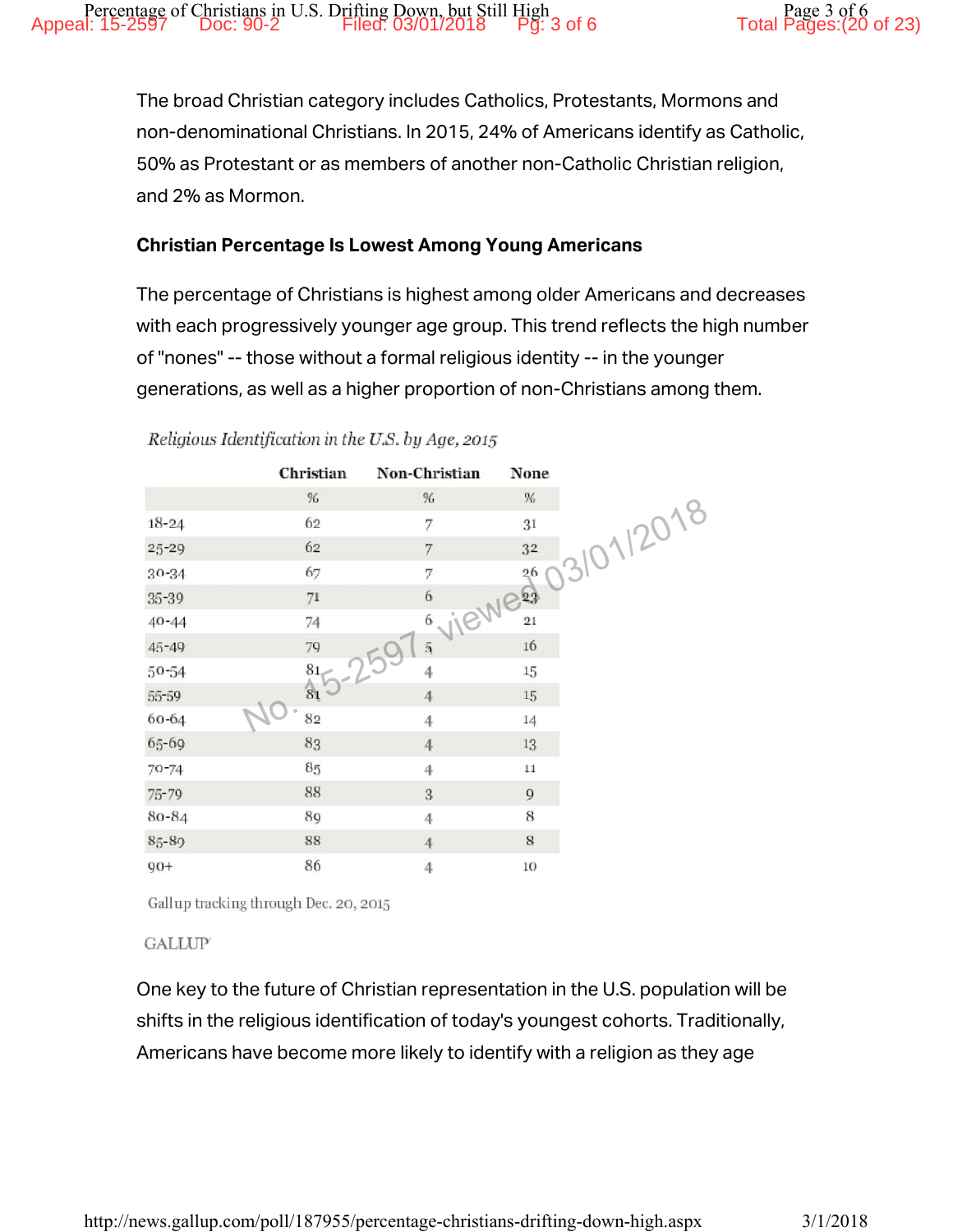The broad Christian category includes Catholics, Protestants, Mormons and non-denominational Christians. In 2015, 24% of Americans identify as Catholic, 50% as Protestant or as members of another non-Catholic Christian religion, and 2% as Mormon.

**Christian Percentage Is Lowest Among Young Americans**

The percentage of Christians is highest among older Americans and decreases with each progressively younger age group. This trend reflects the high number of "nones" -- those without a formal religious identity -- in the younger generations, as well as a higher proportion of non-Christians among them.

*Religious Identification in the U.S. by Age, 2015*

| | Christian | Non-Christian | None |
|---|---|---|---|
| | % | % | % |
| 18-24 | 62 | 7 | 31 |
| 25-29 | 62 | 7 | 32 |
| 30-34 | 67 | 7 | 26 |
| 35-39 | 71 | 6 | 23 |
| 40-44 | 74 | 6 | 21 |
| 45-49 | 79 | 5 | 16 |
| 50-54 | 81 | 4 | 15 |
| 55-59 | 81 | 4 | 15 |
| 60-64 | 82 | 4 | 14 |
| 65-69 | 83 | 4 | 13 |
| 70-74 | 85 | 4 | 11 |
| 75-79 | 88 | 3 | 9 |
| 80-84 | 89 | 4 | 8 |
| 85-89 | 88 | 4 | 8 |
| 90+ | 86 | 4 | 10 |

Gallup tracking through Dec. 20, 2015

GALLUP

One key to the future of Christian representation in the U.S. population will be shifts in the religious identification of today's youngest cohorts. Traditionally, Americans have become more likely to identify with a religion as they age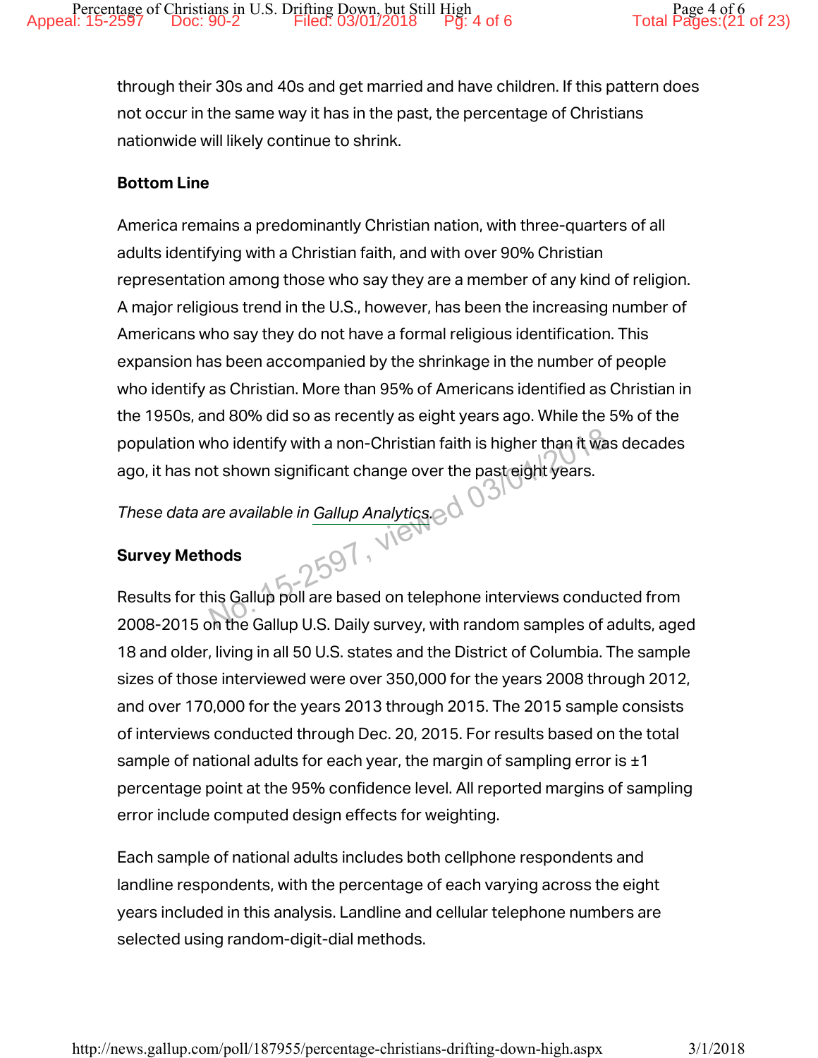through their 30s and 40s and get married and have children. If this pattern does not occur in the same way it has in the past, the percentage of Christians nationwide will likely continue to shrink.

**Bottom Line**

America remains a predominantly Christian nation, with three-quarters of all adults identifying with a Christian faith, and with over 90% Christian representation among those who say they are a member of any kind of religion. A major religious trend in the U.S., however, has been the increasing number of Americans who say they do not have a formal religious identification. This expansion has been accompanied by the shrinkage in the number of people who identify as Christian. More than 95% of Americans identified as Christian in the 1950s, and 80% did so as recently as eight years ago. While the 5% of the population who identify with a non-Christian faith is higher than it was decades ago, it has not shown significant change over the past eight years.

*These data are available in Gallup Analytics.*

**Survey Methods**

Results for this Gallup poll are based on telephone interviews conducted from 2008-2015 on the Gallup U.S. Daily survey, with random samples of adults, aged 18 and older, living in all 50 U.S. states and the District of Columbia. The sample sizes of those interviewed were over 350,000 for the years 2008 through 2012, and over 170,000 for the years 2013 through 2015. The 2015 sample consists of interviews conducted through Dec. 20, 2015. For results based on the total sample of national adults for each year, the margin of sampling error is ±1 percentage point at the 95% confidence level. All reported margins of sampling error include computed design effects for weighting.

Each sample of national adults includes both cellphone respondents and landline respondents, with the percentage of each varying across the eight years included in this analysis. Landline and cellular telephone numbers are selected using random-digit-dial methods.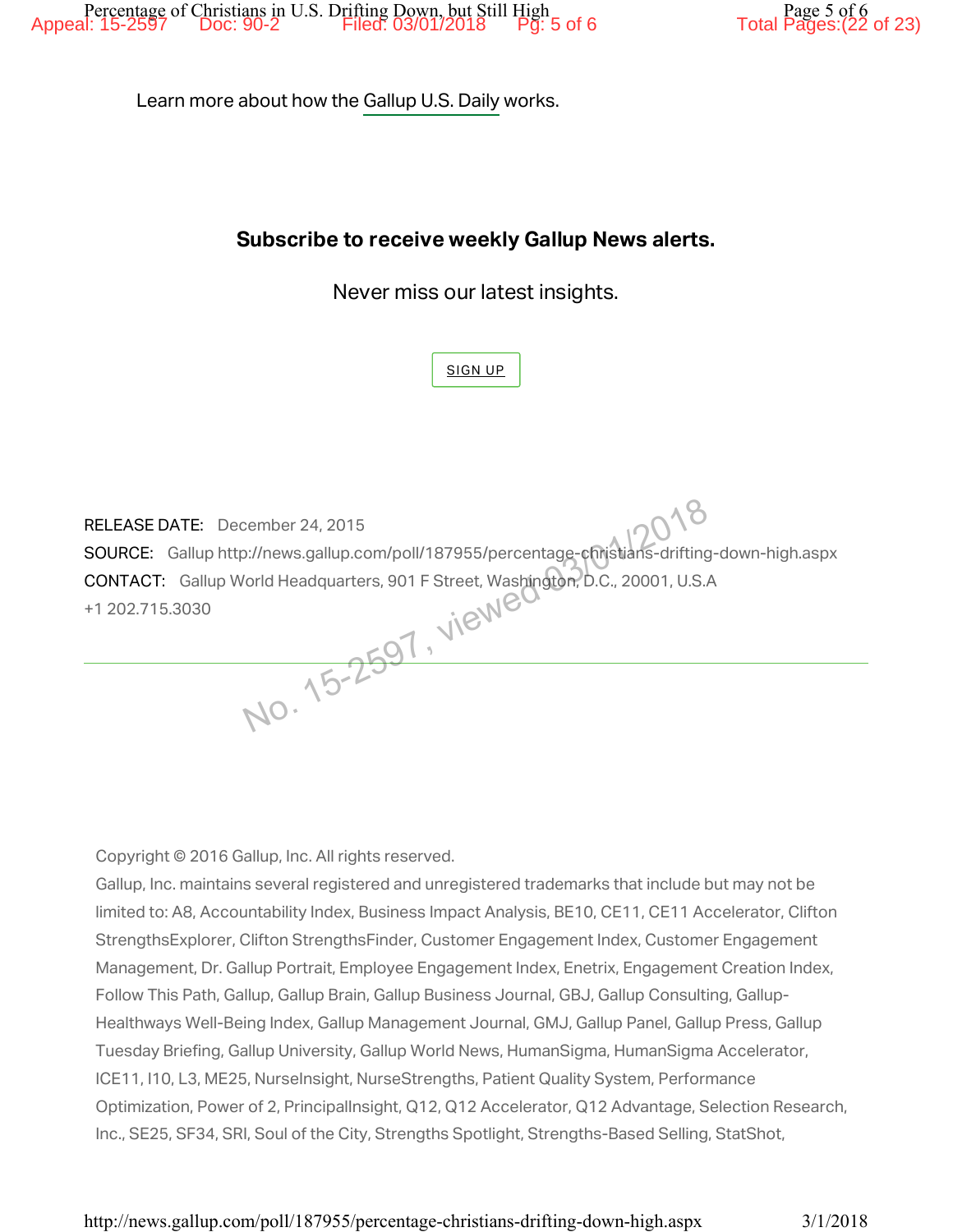Learn more about how the Gallup U.S. Daily works.

**Subscribe to receive weekly Gallup News alerts.**

Never miss our latest insights.

SIGN UP

RELEASE DATE: December 24, 2015

SOURCE: Gallup http://news.gallup.com/poll/187955/percentage-christians-drifting-down-high.aspx

CONTACT: Gallup World Headquarters, 901 F Street, Washington, D.C., 20001, U.S.A +1 202.715.3030

Copyright © 2016 Gallup, Inc. All rights reserved.

Gallup, Inc. maintains several registered and unregistered trademarks that include but may not be limited to: A8, Accountability Index, Business Impact Analysis, BE10, CE11, CE11 Accelerator, Clifton StrengthsExplorer, Clifton StrengthsFinder, Customer Engagement Index, Customer Engagement Management, Dr. Gallup Portrait, Employee Engagement Index, Enetrix, Engagement Creation Index, Follow This Path, Gallup, Gallup Brain, Gallup Business Journal, GBJ, Gallup Consulting, Gallup-Healthways Well-Being Index, Gallup Management Journal, GMJ, Gallup Panel, Gallup Press, Gallup Tuesday Briefing, Gallup University, Gallup World News, HumanSigma, HumanSigma Accelerator, ICE11, I10, L3, ME25, NurseInsight, NurseStrengths, Patient Quality System, Performance Optimization, Power of 2, PrincipalInsight, Q12, Q12 Accelerator, Q12 Advantage, Selection Research, Inc., SE25, SF34, SRI, Soul of the City, Strengths Spotlight, Strengths-Based Selling, StatShot,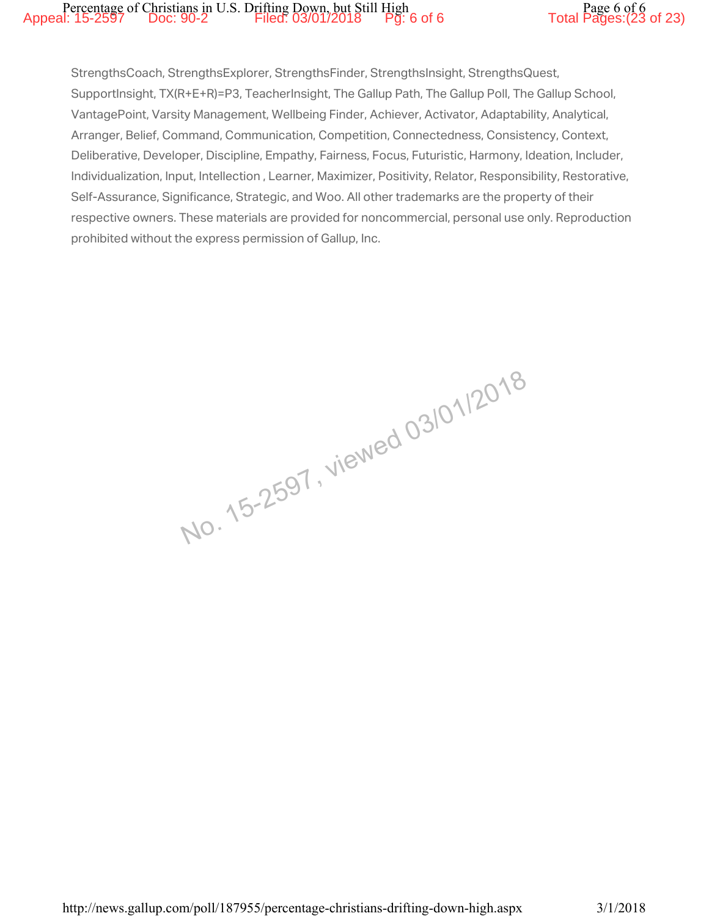StrengthsCoach, StrengthsExplorer, StrengthsFinder, StrengthsInsight, StrengthsQuest, SupportInsight, TX(R+E+R)=P3, TeacherInsight, The Gallup Path, The Gallup Poll, The Gallup School, VantagePoint, Varsity Management, Wellbeing Finder, Achiever, Activator, Adaptability, Analytical, Arranger, Belief, Command, Communication, Competition, Connectedness, Consistency, Context, Deliberative, Developer, Discipline, Empathy, Fairness, Focus, Futuristic, Harmony, Ideation, Includer, Individualization, Input, Intellection , Learner, Maximizer, Positivity, Relator, Responsibility, Restorative, Self-Assurance, Significance, Strategic, and Woo. All other trademarks are the property of their respective owners. These materials are provided for noncommercial, personal use only. Reproduction prohibited without the express permission of Gallup, Inc.